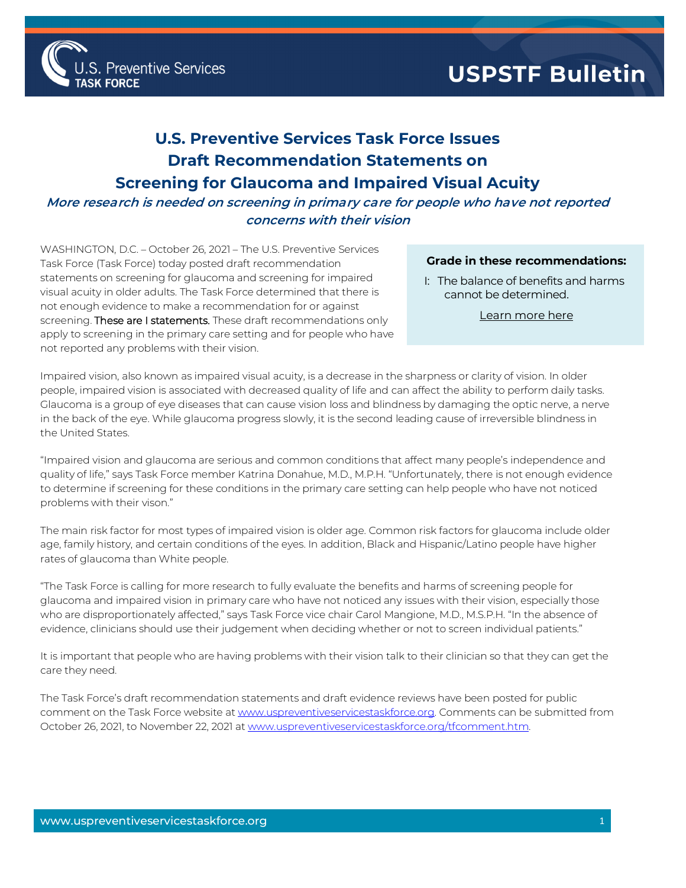U.S. Preventive Services TASK FORCE

**USPSTF Bulletin**

# U.S. Preventive Services Task Force Issues Draft Recommendation Statements on Screening for Glaucoma and Impaired Visual Acuity

***More research is needed on screening in primary care for people who have not reported concerns with their vision***

WASHINGTON, D.C. – October 26, 2021 – The U.S. Preventive Services Task Force (Task Force) today posted draft recommendation statements on screening for glaucoma and screening for impaired visual acuity in older adults. The Task Force determined that there is not enough evidence to make a recommendation for or against screening. These are I statements. These draft recommendations only apply to screening in the primary care setting and for people who have not reported any problems with their vision.

> **Grade in these recommendations:**
>
> I: The balance of benefits and harms cannot be determined.
>
> Learn more here

Impaired vision, also known as impaired visual acuity, is a decrease in the sharpness or clarity of vision. In older people, impaired vision is associated with decreased quality of life and can affect the ability to perform daily tasks. Glaucoma is a group of eye diseases that can cause vision loss and blindness by damaging the optic nerve, a nerve in the back of the eye. While glaucoma progress slowly, it is the second leading cause of irreversible blindness in the United States.

"Impaired vision and glaucoma are serious and common conditions that affect many people's independence and quality of life," says Task Force member Katrina Donahue, M.D., M.P.H. "Unfortunately, there is not enough evidence to determine if screening for these conditions in the primary care setting can help people who have not noticed problems with their vison."

The main risk factor for most types of impaired vision is older age. Common risk factors for glaucoma include older age, family history, and certain conditions of the eyes. In addition, Black and Hispanic/Latino people have higher rates of glaucoma than White people.

"The Task Force is calling for more research to fully evaluate the benefits and harms of screening people for glaucoma and impaired vision in primary care who have not noticed any issues with their vision, especially those who are disproportionately affected," says Task Force vice chair Carol Mangione, M.D., M.S.P.H. "In the absence of evidence, clinicians should use their judgement when deciding whether or not to screen individual patients."

It is important that people who are having problems with their vision talk to their clinician so that they can get the care they need.

The Task Force's draft recommendation statements and draft evidence reviews have been posted for public comment on the Task Force website at www.uspreventiveservicestaskforce.org. Comments can be submitted from October 26, 2021, to November 22, 2021 at www.uspreventiveservicestaskforce.org/tfcomment.htm.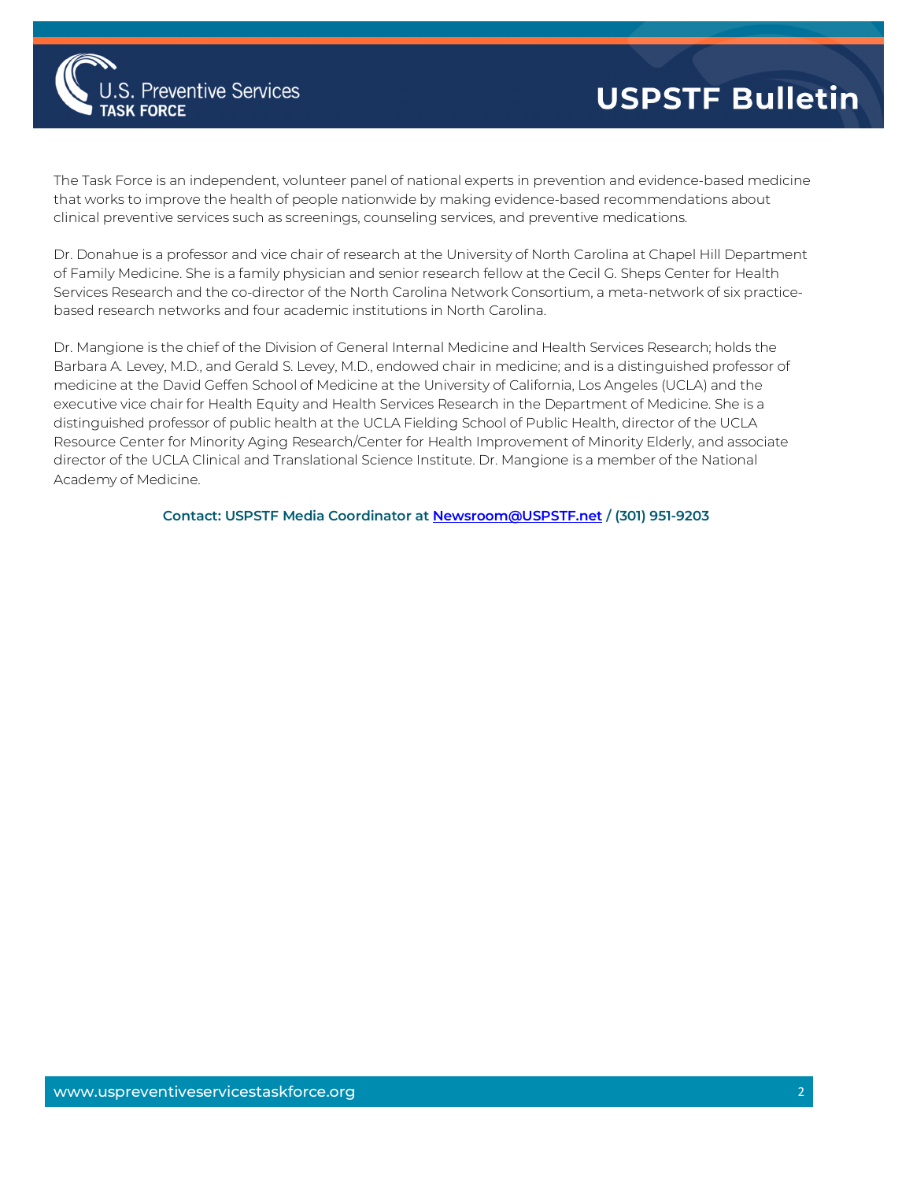The Task Force is an independent, volunteer panel of national experts in prevention and evidence-based medicine that works to improve the health of people nationwide by making evidence-based recommendations about clinical preventive services such as screenings, counseling services, and preventive medications.

Dr. Donahue is a professor and vice chair of research at the University of North Carolina at Chapel Hill Department of Family Medicine. She is a family physician and senior research fellow at the Cecil G. Sheps Center for Health Services Research and the co-director of the North Carolina Network Consortium, a meta-network of six practice-based research networks and four academic institutions in North Carolina.

Dr. Mangione is the chief of the Division of General Internal Medicine and Health Services Research; holds the Barbara A. Levey, M.D., and Gerald S. Levey, M.D., endowed chair in medicine; and is a distinguished professor of medicine at the David Geffen School of Medicine at the University of California, Los Angeles (UCLA) and the executive vice chair for Health Equity and Health Services Research in the Department of Medicine. She is a distinguished professor of public health at the UCLA Fielding School of Public Health, director of the UCLA Resource Center for Minority Aging Research/Center for Health Improvement of Minority Elderly, and associate director of the UCLA Clinical and Translational Science Institute. Dr. Mangione is a member of the National Academy of Medicine.

**Contact: USPSTF Media Coordinator at Newsroom@USPSTF.net / (301) 951-9203**